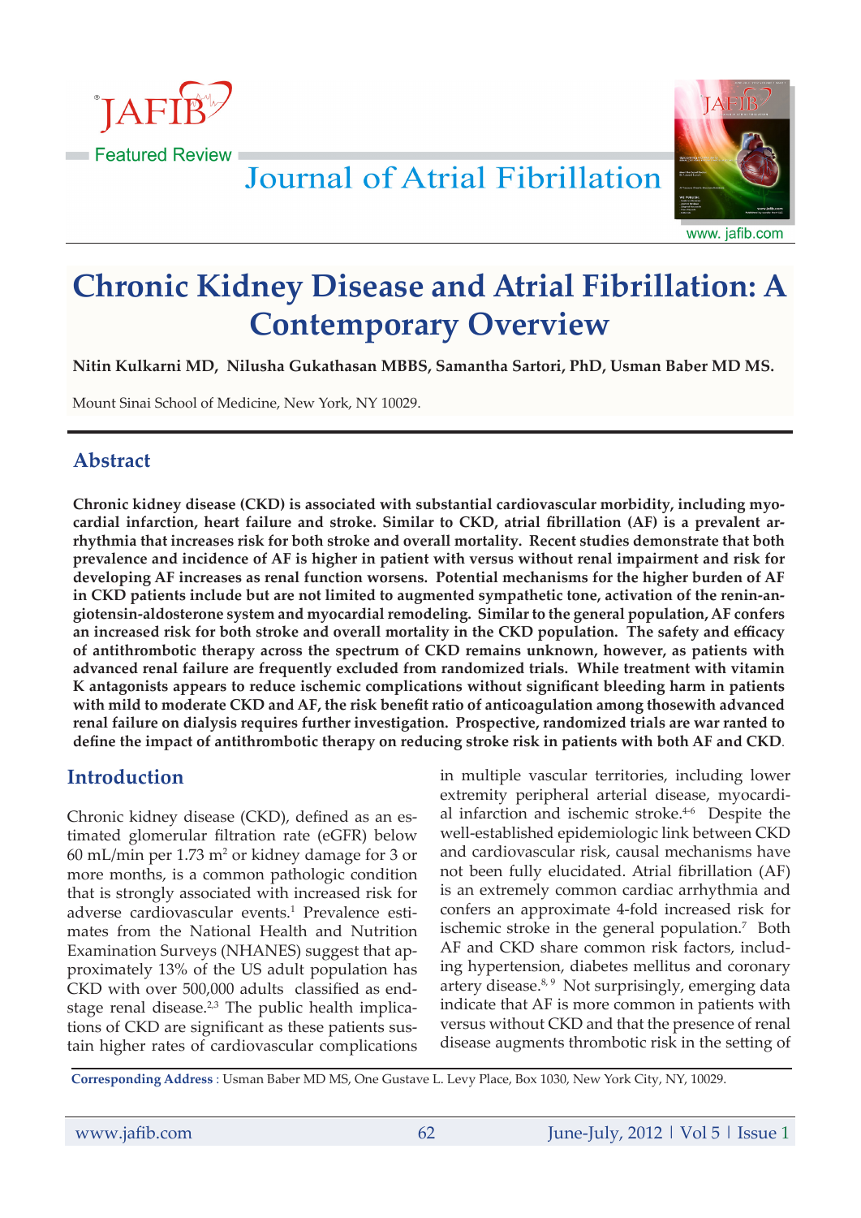# Chronic Kidney Disease and Atrial Fibrillation: A Contemporary Overview

**Nitin Kulkarni MD, Nilusha Gukathasan MBBS, Samantha Sartori, PhD, Usman Baber MD MS.**

Mount Sinai School of Medicine, New York, NY 10029.

## Abstract

**Chronic kidney disease (CKD) is associated with substantial cardiovascular morbidity, including myocardial infarction, heart failure and stroke. Similar to CKD, atrial fibrillation (AF) is a prevalent arrhythmia that increases risk for both stroke and overall mortality. Recent studies demonstrate that both prevalence and incidence of AF is higher in patient with versus without renal impairment and risk for developing AF increases as renal function worsens. Potential mechanisms for the higher burden of AF in CKD patients include but are not limited to augmented sympathetic tone, activation of the renin-angiotensin-aldosterone system and myocardial remodeling. Similar to the general population, AF confers an increased risk for both stroke and overall mortality in the CKD population. The safety and efficacy of antithrombotic therapy across the spectrum of CKD remains unknown, however, as patients with advanced renal failure are frequently excluded from randomized trials. While treatment with vitamin K antagonists appears to reduce ischemic complications without significant bleeding harm in patients with mild to moderate CKD and AF, the risk benefit ratio of anticoagulation among thosewith advanced renal failure on dialysis requires further investigation. Prospective, randomized trials are war ranted to define the impact of antithrombotic therapy on reducing stroke risk in patients with both AF and CKD.**

## Introduction

Chronic kidney disease (CKD), defined as an estimated glomerular filtration rate (eGFR) below 60 mL/min per 1.73 $m^2$ or kidney damage for 3 or more months, is a common pathologic condition that is strongly associated with increased risk for adverse cardiovascular events.[1] Prevalence estimates from the National Health and Nutrition Examination Surveys (NHANES) suggest that approximately 13% of the US adult population has CKD with over 500,000 adults classified as end-stage renal disease.[2,3] The public health implications of CKD are significant as these patients sustain higher rates of cardiovascular complications in multiple vascular territories, including lower extremity peripheral arterial disease, myocardial infarction and ischemic stroke.[4-6] Despite the well-established epidemiologic link between CKD and cardiovascular risk, causal mechanisms have not been fully elucidated. Atrial fibrillation (AF) is an extremely common cardiac arrhythmia and confers an approximate 4-fold increased risk for ischemic stroke in the general population.[7] Both AF and CKD share common risk factors, including hypertension, diabetes mellitus and coronary artery disease.[8, 9] Not surprisingly, emerging data indicate that AF is more common in patients with versus without CKD and that the presence of renal disease augments thrombotic risk in the setting of

**Corresponding Address** : Usman Baber MD MS, One Gustave L. Levy Place, Box 1030, New York City, NY, 10029.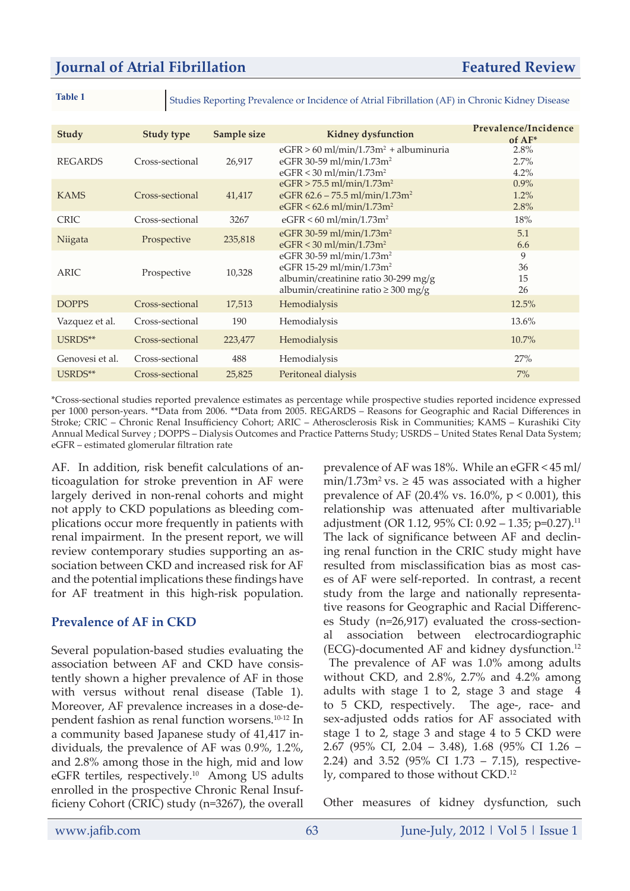**Table 1** Studies Reporting Prevalence or Incidence of Atrial Fibrillation (AF) in Chronic Kidney Disease

| Study | Study type | Sample size | Kidney dysfunction | Prevalence/Incidence of AF* |
|---|---|---|---|---|
| REGARDS | Cross-sectional | 26,917 | eGFR > 60 ml/min/1.73m$^2$ + albuminuria<br>eGFR 30-59 ml/min/1.73m$^2$<br>eGFR < 30 ml/min/1.73m$^2$ | 2.8%<br>2.7%<br>4.2% |
| KAMS | Cross-sectional | 41,417 | eGFR > 75.5 ml/min/1.73m$^2$<br>eGFR 62.6 – 75.5 ml/min/1.73m$^2$<br>eGFR < 62.6 ml/min/1.73m$^2$ | 0.9%<br>1.2%<br>2.8% |
| CRIC | Cross-sectional | 3267 | eGFR < 60 ml/min/1.73m$^2$ | 18% |
| Niigata | Prospective | 235,818 | eGFR 30-59 ml/min/1.73m$^2$<br>eGFR < 30 ml/min/1.73m$^2$ | 5.1<br>6.6 |
| ARIC | Prospective | 10,328 | eGFR 30-59 ml/min/1.73m$^2$<br>eGFR 15-29 ml/min/1.73m$^2$<br>albumin/creatinine ratio 30-299 mg/g<br>albumin/creatinine ratio ≥ 300 mg/g | 9<br>36<br>15<br>26 |
| DOPPS | Cross-sectional | 17,513 | Hemodialysis | 12.5% |
| Vazquez et al. | Cross-sectional | 190 | Hemodialysis | 13.6% |
| USRDS** | Cross-sectional | 223,477 | Hemodialysis | 10.7% |
| Genovesi et al. | Cross-sectional | 488 | Hemodialysis | 27% |
| USRDS** | Cross-sectional | 25,825 | Peritoneal dialysis | 7% |

*Cross-sectional studies reported prevalence estimates as percentage while prospective studies reported incidence expressed per 1000 person-years. **Data from 2006. **Data from 2005. REGARDS – Reasons for Geographic and Racial Differences in Stroke; CRIC – Chronic Renal Insufficiency Cohort; ARIC – Atherosclerosis Risk in Communities; KAMS – Kurashiki City Annual Medical Survey ; DOPPS – Dialysis Outcomes and Practice Patterns Study; USRDS – United States Renal Data System; eGFR – estimated glomerular filtration rate

AF. In addition, risk benefit calculations of anticoagulation for stroke prevention in AF were largely derived in non-renal cohorts and might not apply to CKD populations as bleeding complications occur more frequently in patients with renal impairment. In the present report, we will review contemporary studies supporting an association between CKD and increased risk for AF and the potential implications these findings have for AF treatment in this high-risk population.

## Prevalence of AF in CKD

Several population-based studies evaluating the association between AF and CKD have consistently shown a higher prevalence of AF in those with versus without renal disease (Table 1). Moreover, AF prevalence increases in a dose-dependent fashion as renal function worsens.[10-12] In a community based Japanese study of 41,417 individuals, the prevalence of AF was 0.9%, 1.2%, and 2.8% among those in the high, mid and low eGFR tertiles, respectively.[10] Among US adults enrolled in the prospective Chronic Renal Insufficieny Cohort (CRIC) study (n=3267), the overall prevalence of AF was 18%. While an eGFR < 45 ml/min/1.73m$^2$ vs. ≥ 45 was associated with a higher prevalence of AF (20.4% vs. 16.0%, $p < 0.001$), this relationship was attenuated after multivariable adjustment (OR 1.12, 95% CI: 0.92 – 1.35; p=0.27).[11] The lack of significance between AF and declining renal function in the CRIC study might have resulted from misclassification bias as most cases of AF were self-reported. In contrast, a recent study from the large and nationally representative reasons for Geographic and Racial Differences Study (n=26,917) evaluated the cross-sectional association between electrocardiographic (ECG)-documented AF and kidney dysfunction.[12] The prevalence of AF was 1.0% among adults without CKD, and 2.8%, 2.7% and 4.2% among adults with stage 1 to 2, stage 3 and stage 4 to 5 CKD, respectively. The age-, race- and sex-adjusted odds ratios for AF associated with stage 1 to 2, stage 3 and stage 4 to 5 CKD were 2.67 (95% CI, 2.04 – 3.48), 1.68 (95% CI 1.26 – 2.24) and 3.52 (95% CI 1.73 – 7.15), respectively, compared to those without CKD.[12]

Other measures of kidney dysfunction, such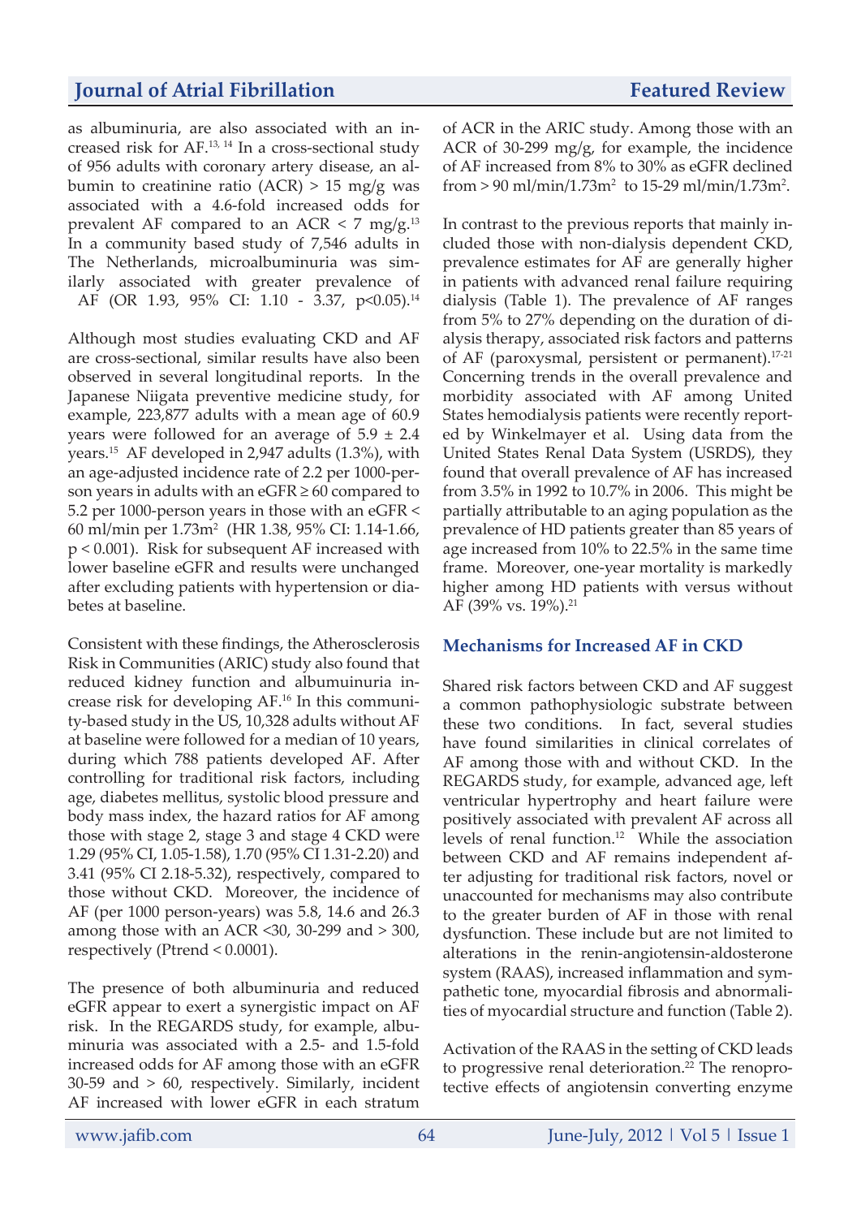as albuminuria, are also associated with an increased risk for AF.[13, 14] In a cross-sectional study of 956 adults with coronary artery disease, an albumin to creatinine ratio (ACR) > 15 mg/g was associated with a 4.6-fold increased odds for prevalent AF compared to an ACR < 7 mg/g.[13] In a community based study of 7,546 adults in The Netherlands, microalbuminuria was similarly associated with greater prevalence of AF (OR 1.93, 95% CI: 1.10 - 3.37, $p<0.05$).[14]

Although most studies evaluating CKD and AF are cross-sectional, similar results have also been observed in several longitudinal reports. In the Japanese Niigata preventive medicine study, for example, 223,877 adults with a mean age of 60.9 years were followed for an average of 5.9 ± 2.4 years.[15] AF developed in 2,947 adults (1.3%), with an age-adjusted incidence rate of 2.2 per 1000-person years in adults with an eGFR ≥ 60 compared to 5.2 per 1000-person years in those with an eGFR < 60 ml/min per $1.73m^2$ (HR 1.38, 95% CI: 1.14-1.66, $p < 0.001$). Risk for subsequent AF increased with lower baseline eGFR and results were unchanged after excluding patients with hypertension or diabetes at baseline.

Consistent with these findings, the Atherosclerosis Risk in Communities (ARIC) study also found that reduced kidney function and albumuinuria increase risk for developing AF.[16] In this community-based study in the US, 10,328 adults without AF at baseline were followed for a median of 10 years, during which 788 patients developed AF. After controlling for traditional risk factors, including age, diabetes mellitus, systolic blood pressure and body mass index, the hazard ratios for AF among those with stage 2, stage 3 and stage 4 CKD were 1.29 (95% CI, 1.05-1.58), 1.70 (95% CI 1.31-2.20) and 3.41 (95% CI 2.18-5.32), respectively, compared to those without CKD. Moreover, the incidence of AF (per 1000 person-years) was 5.8, 14.6 and 26.3 among those with an ACR <30, 30-299 and > 300, respectively ($P_{trend} < 0.0001$).

The presence of both albuminuria and reduced eGFR appear to exert a synergistic impact on AF risk. In the REGARDS study, for example, albuminuria was associated with a 2.5- and 1.5-fold increased odds for AF among those with an eGFR 30-59 and > 60, respectively. Similarly, incident AF increased with lower eGFR in each stratum of ACR in the ARIC study. Among those with an ACR of 30-299 mg/g, for example, the incidence of AF increased from 8% to 30% as eGFR declined from > 90 ml/min/$1.73m^2$ to 15-29 ml/min/$1.73m^2$.

In contrast to the previous reports that mainly included those with non-dialysis dependent CKD, prevalence estimates for AF are generally higher in patients with advanced renal failure requiring dialysis (Table 1). The prevalence of AF ranges from 5% to 27% depending on the duration of dialysis therapy, associated risk factors and patterns of AF (paroxysmal, persistent or permanent).[17-21] Concerning trends in the overall prevalence and morbidity associated with AF among United States hemodialysis patients were recently reported by Winkelmayer et al. Using data from the United States Renal Data System (USRDS), they found that overall prevalence of AF has increased from 3.5% in 1992 to 10.7% in 2006. This might be partially attributable to an aging population as the prevalence of HD patients greater than 85 years of age increased from 10% to 22.5% in the same time frame. Moreover, one-year mortality is markedly higher among HD patients with versus without AF (39% vs. 19%).[21]

## Mechanisms for Increased AF in CKD

Shared risk factors between CKD and AF suggest a common pathophysiologic substrate between these two conditions. In fact, several studies have found similarities in clinical correlates of AF among those with and without CKD. In the REGARDS study, for example, advanced age, left ventricular hypertrophy and heart failure were positively associated with prevalent AF across all levels of renal function.[12] While the association between CKD and AF remains independent after adjusting for traditional risk factors, novel or unaccounted for mechanisms may also contribute to the greater burden of AF in those with renal dysfunction. These include but are not limited to alterations in the renin-angiotensin-aldosterone system (RAAS), increased inflammation and sympathetic tone, myocardial fibrosis and abnormalities of myocardial structure and function (Table 2).

Activation of the RAAS in the setting of CKD leads to progressive renal deterioration.[22] The renoprotective effects of angiotensin converting enzyme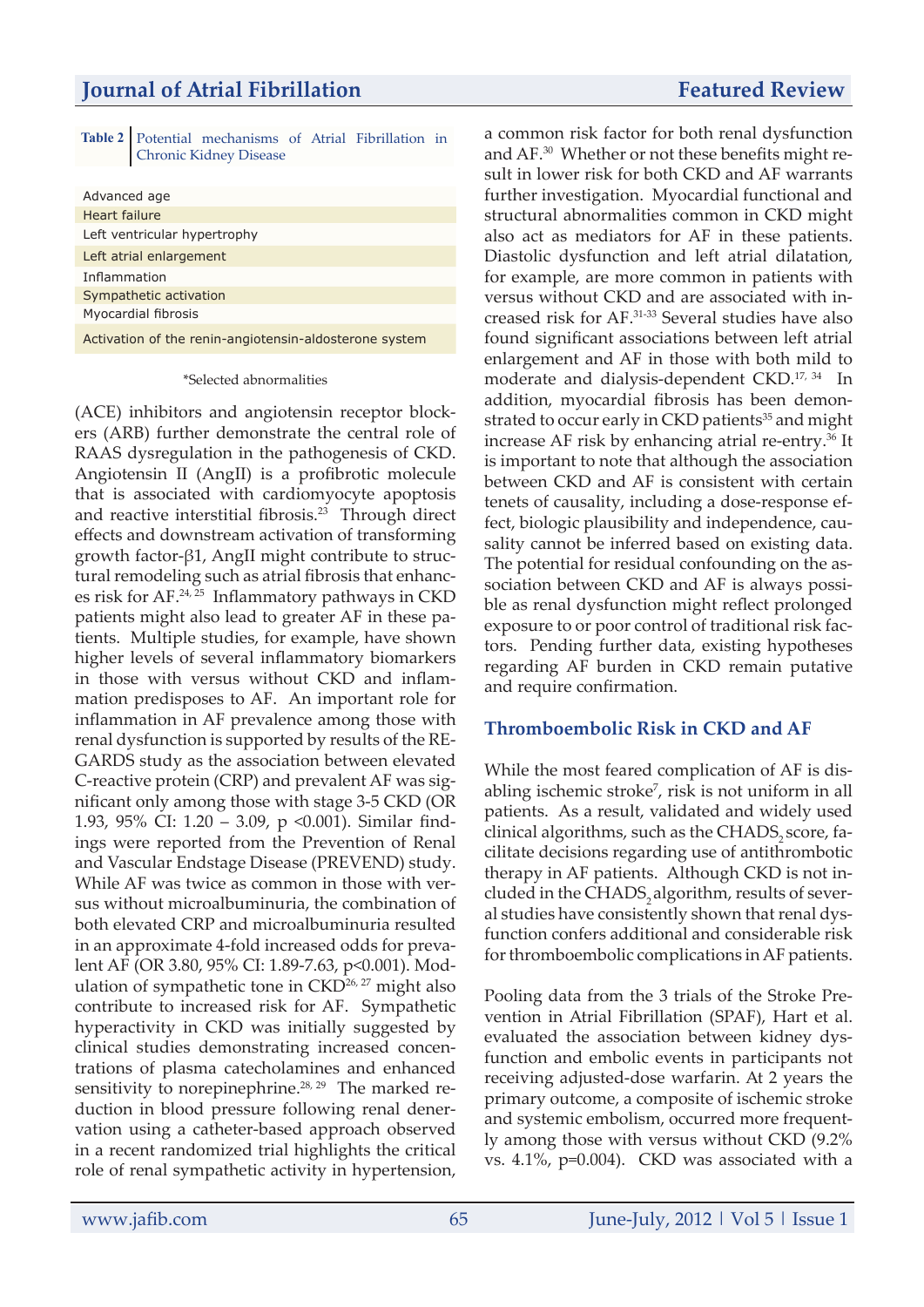**Table 2** Potential mechanisms of Atrial Fibrillation in Chronic Kidney Disease

| Potential mechanisms* |
|---|
| Advanced age |
| Heart failure |
| Left ventricular hypertrophy |
| Left atrial enlargement |
| Inflammation |
| Sympathetic activation |
| Myocardial fibrosis |
| Activation of the renin-angiotensin-aldosterone system |

*Selected abnormalities

(ACE) inhibitors and angiotensin receptor blockers (ARB) further demonstrate the central role of RAAS dysregulation in the pathogenesis of CKD. Angiotensin II (AngII) is a profibrotic molecule that is associated with cardiomyocyte apoptosis and reactive interstitial fibrosis.[23] Through direct effects and downstream activation of transforming growth factor-β1, AngII might contribute to structural remodeling such as atrial fibrosis that enhances risk for AF.[24, 25] Inflammatory pathways in CKD patients might also lead to greater AF in these patients. Multiple studies, for example, have shown higher levels of several inflammatory biomarkers in those with versus without CKD and inflammation predisposes to AF. An important role for inflammation in AF prevalence among those with renal dysfunction is supported by results of the REGARDS study as the association between elevated C-reactive protein (CRP) and prevalent AF was significant only among those with stage 3-5 CKD (OR 1.93, 95% CI: 1.20 – 3.09, $p < 0.001$). Similar findings were reported from the Prevention of Renal and Vascular Endstage Disease (PREVEND) study. While AF was twice as common in those with versus without microalbuminuria, the combination of both elevated CRP and microalbuminuria resulted in an approximate 4-fold increased odds for prevalent AF (OR 3.80, 95% CI: 1.89-7.63, $p<0.001$). Modulation of sympathetic tone in CKD[26, 27] might also contribute to increased risk for AF. Sympathetic hyperactivity in CKD was initially suggested by clinical studies demonstrating increased concentrations of plasma catecholamines and enhanced sensitivity to norepinephrine.[28, 29] The marked reduction in blood pressure following renal denervation using a catheter-based approach observed in a recent randomized trial highlights the critical role of renal sympathetic activity in hypertension, a common risk factor for both renal dysfunction and AF.[30] Whether or not these benefits might result in lower risk for both CKD and AF warrants further investigation. Myocardial functional and structural abnormalities common in CKD might also act as mediators for AF in these patients. Diastolic dysfunction and left atrial dilatation, for example, are more common in patients with versus without CKD and are associated with increased risk for AF.[31-33] Several studies have also found significant associations between left atrial enlargement and AF in those with both mild to moderate and dialysis-dependent CKD.[17, 34] In addition, myocardial fibrosis has been demonstrated to occur early in CKD patients[35] and might increase AF risk by enhancing atrial re-entry.[36] It is important to note that although the association between CKD and AF is consistent with certain tenets of causality, including a dose-response effect, biologic plausibility and independence, causality cannot be inferred based on existing data. The potential for residual confounding on the association between CKD and AF is always possible as renal dysfunction might reflect prolonged exposure to or poor control of traditional risk factors. Pending further data, existing hypotheses regarding AF burden in CKD remain putative and require confirmation.

## Thromboembolic Risk in CKD and AF

While the most feared complication of AF is disabling ischemic stroke[7], risk is not uniform in all patients. As a result, validated and widely used clinical algorithms, such as the $CHADS_2$ score, facilitate decisions regarding use of antithrombotic therapy in AF patients. Although CKD is not included in the $CHADS_2$ algorithm, results of several studies have consistently shown that renal dysfunction confers additional and considerable risk for thromboembolic complications in AF patients.

Pooling data from the 3 trials of the Stroke Prevention in Atrial Fibrillation (SPAF), Hart et al. evaluated the association between kidney dysfunction and embolic events in participants not receiving adjusted-dose warfarin. At 2 years the primary outcome, a composite of ischemic stroke and systemic embolism, occurred more frequently among those with versus without CKD (9.2% vs. 4.1%, $p=0.004$). CKD was associated with a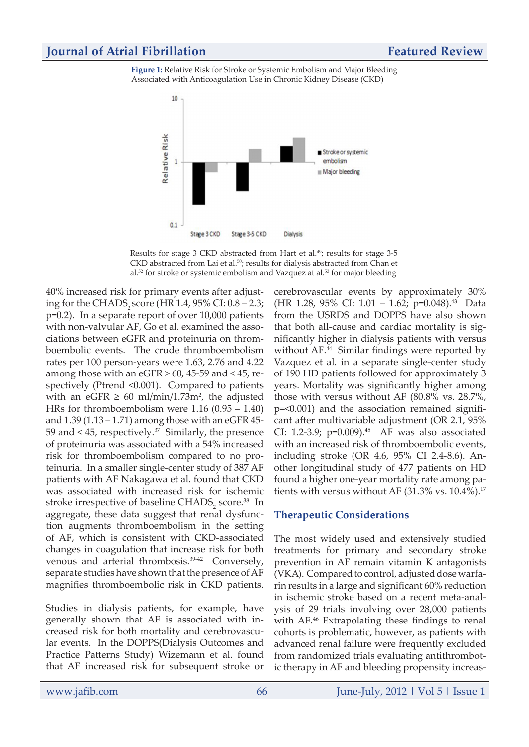**Figure 1:** Relative Risk for Stroke or Systemic Embolism and Major Bleeding Associated with Anticoagulation Use in Chronic Kidney Disease (CKD)

Results for stage 3 CKD abstracted from Hart et al.[49]; results for stage 3-5 CKD abstracted from Lai et al.[50]; results for dialysis abstracted from Chan et al.[52] for stroke or systemic embolism and Vazquez at al.[53] for major bleeding

40% increased risk for primary events after adjusting for the $CHADS_2$ score (HR 1.4, 95% CI: 0.8 – 2.3; p=0.2). In a separate report of over 10,000 patients with non-valvular AF, Go et al. examined the associations between eGFR and proteinuria on thromboembolic events. The crude thromboembolism rates per 100 person-years were 1.63, 2.76 and 4.22 among those with an eGFR > 60, 45-59 and < 45, respectively (Ptrend <0.001). Compared to patients with an eGFR ≥ 60 ml/min/1.73m$^2$, the adjusted HRs for thromboembolism were 1.16 (0.95 – 1.40) and 1.39 (1.13 – 1.71) among those with an eGFR 45-59 and < 45, respectively.[37] Similarly, the presence of proteinuria was associated with a 54% increased risk for thromboembolism compared to no proteinuria. In a smaller single-center study of 387 AF patients with AF Nakagawa et al. found that CKD was associated with increased risk for ischemic stroke irrespective of baseline $CHADS_2$ score.[38] In aggregate, these data suggest that renal dysfunction augments thromboembolism in the setting of AF, which is consistent with CKD-associated changes in coagulation that increase risk for both venous and arterial thrombosis.[39-42] Conversely, separate studies have shown that the presence of AF magnifies thromboembolic risk in CKD patients.

Studies in dialysis patients, for example, have generally shown that AF is associated with increased risk for both mortality and cerebrovascular events. In the DOPPS(Dialysis Outcomes and Practice Patterns Study) Wizemann et al. found that AF increased risk for subsequent stroke or cerebrovascular events by approximately 30% (HR 1.28, 95% CI: 1.01 – 1.62; p=0.048).[43] Data from the USRDS and DOPPS have also shown that both all-cause and cardiac mortality is significantly higher in dialysis patients with versus without AF.[44] Similar findings were reported by Vazquez et al. in a separate single-center study of 190 HD patients followed for approximately 3 years. Mortality was significantly higher among those with versus without AF (80.8% vs. 28.7%, p=<0.001) and the association remained significant after multivariable adjustment (OR 2.1, 95% CI: 1.2-3.9; p=0.009).[45] AF was also associated with an increased risk of thromboembolic events, including stroke (OR 4.6, 95% CI 2.4-8.6). Another longitudinal study of 477 patients on HD found a higher one-year mortality rate among patients with versus without AF (31.3% vs. 10.4%).[17]

## Therapeutic Considerations

The most widely used and extensively studied treatments for primary and secondary stroke prevention in AF remain vitamin K antagonists (VKA). Compared to control, adjusted dose warfarin results in a large and significant 60% reduction in ischemic stroke based on a recent meta-analysis of 29 trials involving over 28,000 patients with AF.[46] Extrapolating these findings to renal cohorts is problematic, however, as patients with advanced renal failure were frequently excluded from randomized trials evaluating antithrombotic therapy in AF and bleeding propensity increas-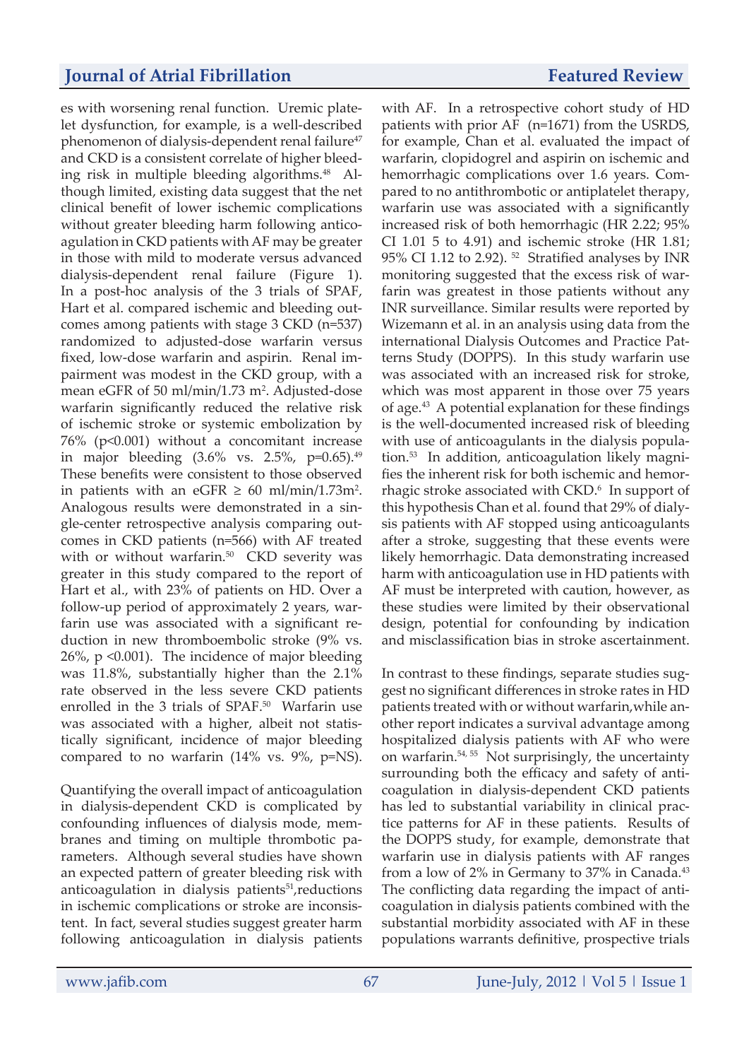es with worsening renal function. Uremic platelet dysfunction, for example, is a well-described phenomenon of dialysis-dependent renal failure[47] and CKD is a consistent correlate of higher bleeding risk in multiple bleeding algorithms.[48] Although limited, existing data suggest that the net clinical benefit of lower ischemic complications without greater bleeding harm following anticoagulation in CKD patients with AF may be greater in those with mild to moderate versus advanced dialysis-dependent renal failure (Figure 1). In a post-hoc analysis of the 3 trials of SPAF, Hart et al. compared ischemic and bleeding outcomes among patients with stage 3 CKD (n=537) randomized to adjusted-dose warfarin versus fixed, low-dose warfarin and aspirin. Renal impairment was modest in the CKD group, with a mean eGFR of 50 ml/min/1.73 m$^2$. Adjusted-dose warfarin significantly reduced the relative risk of ischemic stroke or systemic embolization by 76% ($p<0.001$) without a concomitant increase in major bleeding (3.6% vs. 2.5%, $p=0.65$).[49] These benefits were consistent to those observed in patients with an eGFR $\geq$ 60 ml/min/1.73m$^2$. Analogous results were demonstrated in a single-center retrospective analysis comparing outcomes in CKD patients (n=566) with AF treated with or without warfarin.[50] CKD severity was greater in this study compared to the report of Hart et al., with 23% of patients on HD. Over a follow-up period of approximately 2 years, warfarin use was associated with a significant reduction in new thromboembolic stroke (9% vs. 26%, $p<0.001$). The incidence of major bleeding was 11.8%, substantially higher than the 2.1% rate observed in the less severe CKD patients enrolled in the 3 trials of SPAF.[50] Warfarin use was associated with a higher, albeit not statistically significant, incidence of major bleeding compared to no warfarin (14% vs. 9%, p=NS).

Quantifying the overall impact of anticoagulation in dialysis-dependent CKD is complicated by confounding influences of dialysis mode, membranes and timing on multiple thrombotic parameters. Although several studies have shown an expected pattern of greater bleeding risk with anticoagulation in dialysis patients[51],reductions in ischemic complications or stroke are inconsistent. In fact, several studies suggest greater harm following anticoagulation in dialysis patients with AF. In a retrospective cohort study of HD patients with prior AF (n=1671) from the USRDS, for example, Chan et al. evaluated the impact of warfarin, clopidogrel and aspirin on ischemic and hemorrhagic complications over 1.6 years. Compared to no antithrombotic or antiplatelet therapy, warfarin use was associated with a significantly increased risk of both hemorrhagic (HR 2.22; 95% CI 1.01 5 to 4.91) and ischemic stroke (HR 1.81; 95% CI 1.12 to 2.92).[52] Stratified analyses by INR monitoring suggested that the excess risk of warfarin was greatest in those patients without any INR surveillance. Similar results were reported by Wizemann et al. in an analysis using data from the international Dialysis Outcomes and Practice Patterns Study (DOPPS). In this study warfarin use was associated with an increased risk for stroke, which was most apparent in those over 75 years of age.[43] A potential explanation for these findings is the well-documented increased risk of bleeding with use of anticoagulants in the dialysis population.[53] In addition, anticoagulation likely magnifies the inherent risk for both ischemic and hemorrhagic stroke associated with CKD.[6] In support of this hypothesis Chan et al. found that 29% of dialysis patients with AF stopped using anticoagulants after a stroke, suggesting that these events were likely hemorrhagic. Data demonstrating increased harm with anticoagulation use in HD patients with AF must be interpreted with caution, however, as these studies were limited by their observational design, potential for confounding by indication and misclassification bias in stroke ascertainment.

In contrast to these findings, separate studies suggest no significant differences in stroke rates in HD patients treated with or without warfarin,while another report indicates a survival advantage among hospitalized dialysis patients with AF who were on warfarin.[54, 55] Not surprisingly, the uncertainty surrounding both the efficacy and safety of anticoagulation in dialysis-dependent CKD patients has led to substantial variability in clinical practice patterns for AF in these patients. Results of the DOPPS study, for example, demonstrate that warfarin use in dialysis patients with AF ranges from a low of 2% in Germany to 37% in Canada.[43] The conflicting data regarding the impact of anticoagulation in dialysis patients combined with the substantial morbidity associated with AF in these populations warrants definitive, prospective trials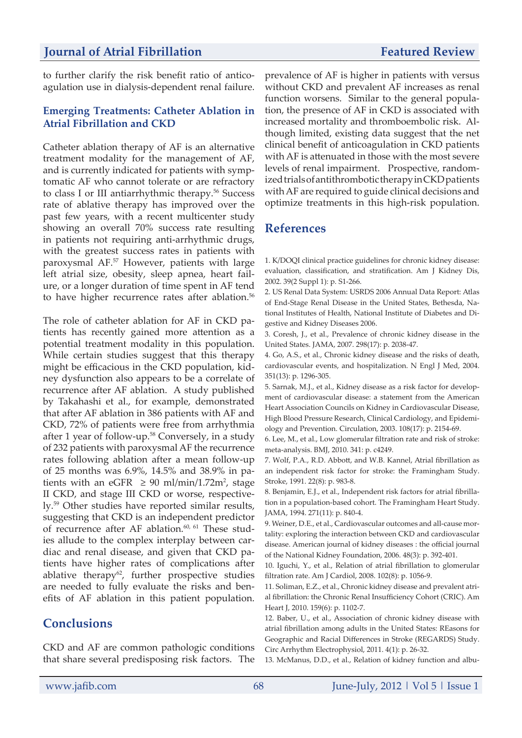to further clarify the risk benefit ratio of anticoagulation use in dialysis-dependent renal failure.

## Emerging Treatments: Catheter Ablation in Atrial Fibrillation and CKD

Catheter ablation therapy of AF is an alternative treatment modality for the management of AF, and is currently indicated for patients with symptomatic AF who cannot tolerate or are refractory to class I or III antiarrhythmic therapy.[56] Success rate of ablative therapy has improved over the past few years, with a recent multicenter study showing an overall 70% success rate resulting in patients not requiring anti-arrhythmic drugs, with the greatest success rates in patients with paroxysmal AF.[57] However, patients with large left atrial size, obesity, sleep apnea, heart failure, or a longer duration of time spent in AF tend to have higher recurrence rates after ablation.[56]

The role of catheter ablation for AF in CKD patients has recently gained more attention as a potential treatment modality in this population. While certain studies suggest that this therapy might be efficacious in the CKD population, kidney dysfunction also appears to be a correlate of recurrence after AF ablation. A study published by Takahashi et al., for example, demonstrated that after AF ablation in 386 patients with AF and CKD, 72% of patients were free from arrhythmia after 1 year of follow-up.[58] Conversely, in a study of 232 patients with paroxysmal AF the recurrence rates following ablation after a mean follow-up of 25 months was 6.9%, 14.5% and 38.9% in patients with an eGFR $\geq 90$ ml/min/1.72m$^2$, stage II CKD, and stage III CKD or worse, respectively.[59] Other studies have reported similar results, suggesting that CKD is an independent predictor of recurrence after AF ablation.[60, 61] These studies allude to the complex interplay between cardiac and renal disease, and given that CKD patients have higher rates of complications after ablative therapy[62], further prospective studies are needed to fully evaluate the risks and benefits of AF ablation in this patient population.

## Conclusions

CKD and AF are common pathologic conditions that share several predisposing risk factors. The prevalence of AF is higher in patients with versus without CKD and prevalent AF increases as renal function worsens. Similar to the general population, the presence of AF in CKD is associated with increased mortality and thromboembolic risk. Although limited, existing data suggest that the net clinical benefit of anticoagulation in CKD patients with AF is attenuated in those with the most severe levels of renal impairment. Prospective, randomized trials of antithrombotic therapy in CKD patients with AF are required to guide clinical decisions and optimize treatments in this high-risk population.

## References

1. K/DOQI clinical practice guidelines for chronic kidney disease: evaluation, classification, and stratification. Am J Kidney Dis, 2002. 39(2 Suppl 1): p. S1-266.
2. US Renal Data System: USRDS 2006 Annual Data Report: Atlas of End-Stage Renal Disease in the United States, Bethesda, National Institutes of Health, National Institute of Diabetes and Digestive and Kidney Diseases 2006.
3. Coresh, J., et al., Prevalence of chronic kidney disease in the United States. JAMA, 2007. 298(17): p. 2038-47.
4. Go, A.S., et al., Chronic kidney disease and the risks of death, cardiovascular events, and hospitalization. N Engl J Med, 2004. 351(13): p. 1296-305.
5. Sarnak, M.J., et al., Kidney disease as a risk factor for development of cardiovascular disease: a statement from the American Heart Association Councils on Kidney in Cardiovascular Disease, High Blood Pressure Research, Clinical Cardiology, and Epidemiology and Prevention. Circulation, 2003. 108(17): p. 2154-69.
6. Lee, M., et al., Low glomerular filtration rate and risk of stroke: meta-analysis. BMJ, 2010. 341: p. c4249.
7. Wolf, P.A., R.D. Abbott, and W.B. Kannel, Atrial fibrillation as an independent risk factor for stroke: the Framingham Study. Stroke, 1991. 22(8): p. 983-8.
8. Benjamin, E.J., et al., Independent risk factors for atrial fibrillation in a population-based cohort. The Framingham Heart Study. JAMA, 1994. 271(11): p. 840-4.
9. Weiner, D.E., et al., Cardiovascular outcomes and all-cause mortality: exploring the interaction between CKD and cardiovascular disease. American journal of kidney diseases : the official journal of the National Kidney Foundation, 2006. 48(3): p. 392-401.
10. Iguchi, Y., et al., Relation of atrial fibrillation to glomerular filtration rate. Am J Cardiol, 2008. 102(8): p. 1056-9.
11. Soliman, E.Z., et al., Chronic kidney disease and prevalent atrial fibrillation: the Chronic Renal Insufficiency Cohort (CRIC). Am Heart J, 2010. 159(6): p. 1102-7.
12. Baber, U., et al., Association of chronic kidney disease with atrial fibrillation among adults in the United States: REasons for Geographic and Racial Differences in Stroke (REGARDS) Study. Circ Arrhythm Electrophysiol, 2011. 4(1): p. 26-32.
13. McManus, D.D., et al., Relation of kidney function and albu-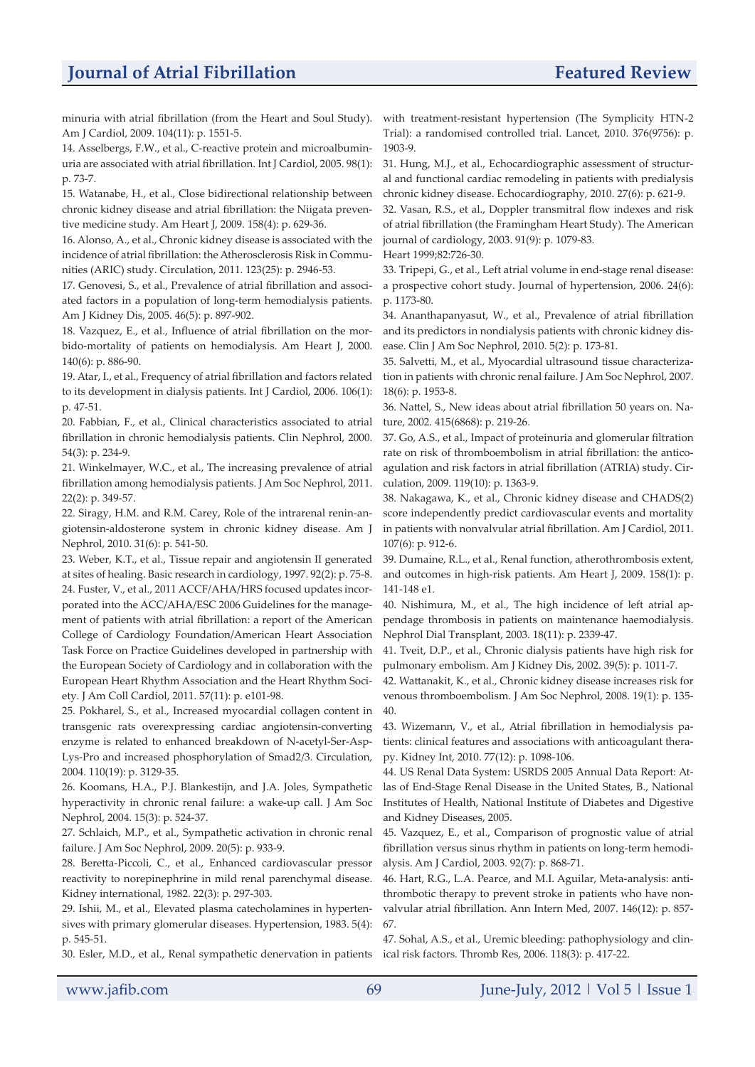minuria with atrial fibrillation (from the Heart and Soul Study). Am J Cardiol, 2009. 104(11): p. 1551-5.

14. Asselbergs, F.W., et al., C-reactive protein and microalbuminuria are associated with atrial fibrillation. Int J Cardiol, 2005. 98(1): p. 73-7.

15. Watanabe, H., et al., Close bidirectional relationship between chronic kidney disease and atrial fibrillation: the Niigata preventive medicine study. Am Heart J, 2009. 158(4): p. 629-36.

16. Alonso, A., et al., Chronic kidney disease is associated with the incidence of atrial fibrillation: the Atherosclerosis Risk in Communities (ARIC) study. Circulation, 2011. 123(25): p. 2946-53.

17. Genovesi, S., et al., Prevalence of atrial fibrillation and associated factors in a population of long-term hemodialysis patients. Am J Kidney Dis, 2005. 46(5): p. 897-902.

18. Vazquez, E., et al., Influence of atrial fibrillation on the morbido-mortality of patients on hemodialysis. Am Heart J, 2000. 140(6): p. 886-90.

19. Atar, I., et al., Frequency of atrial fibrillation and factors related to its development in dialysis patients. Int J Cardiol, 2006. 106(1): p. 47-51.

20. Fabbian, F., et al., Clinical characteristics associated to atrial fibrillation in chronic hemodialysis patients. Clin Nephrol, 2000. 54(3): p. 234-9.

21. Winkelmayer, W.C., et al., The increasing prevalence of atrial fibrillation among hemodialysis patients. J Am Soc Nephrol, 2011. 22(2): p. 349-57.

22. Siragy, H.M. and R.M. Carey, Role of the intrarenal renin-angiotensin-aldosterone system in chronic kidney disease. Am J Nephrol, 2010. 31(6): p. 541-50.

23. Weber, K.T., et al., Tissue repair and angiotensin II generated at sites of healing. Basic research in cardiology, 1997. 92(2): p. 75-8.

24. Fuster, V., et al., 2011 ACCF/AHA/HRS focused updates incorporated into the ACC/AHA/ESC 2006 Guidelines for the management of patients with atrial fibrillation: a report of the American College of Cardiology Foundation/American Heart Association Task Force on Practice Guidelines developed in partnership with the European Society of Cardiology and in collaboration with the European Heart Rhythm Association and the Heart Rhythm Society. J Am Coll Cardiol, 2011. 57(11): p. e101-98.

25. Pokharel, S., et al., Increased myocardial collagen content in transgenic rats overexpressing cardiac angiotensin-converting enzyme is related to enhanced breakdown of N-acetyl-Ser-Asp-Lys-Pro and increased phosphorylation of Smad2/3. Circulation, 2004. 110(19): p. 3129-35.

26. Koomans, H.A., P.J. Blankestijn, and J.A. Joles, Sympathetic hyperactivity in chronic renal failure: a wake-up call. J Am Soc Nephrol, 2004. 15(3): p. 524-37.

27. Schlaich, M.P., et al., Sympathetic activation in chronic renal failure. J Am Soc Nephrol, 2009. 20(5): p. 933-9.

28. Beretta-Piccoli, C., et al., Enhanced cardiovascular pressor reactivity to norepinephrine in mild renal parenchymal disease. Kidney international, 1982. 22(3): p. 297-303.

29. Ishii, M., et al., Elevated plasma catecholamines in hypertensives with primary glomerular diseases. Hypertension, 1983. 5(4): p. 545-51.

30. Esler, M.D., et al., Renal sympathetic denervation in patients with treatment-resistant hypertension (The Symplicity HTN-2 Trial): a randomised controlled trial. Lancet, 2010. 376(9756): p. 1903-9.

31. Hung, M.J., et al., Echocardiographic assessment of structural and functional cardiac remodeling in patients with predialysis chronic kidney disease. Echocardiography, 2010. 27(6): p. 621-9.

32. Vasan, R.S., et al., Doppler transmitral flow indexes and risk of atrial fibrillation (the Framingham Heart Study). The American journal of cardiology, 2003. 91(9): p. 1079-83.
Heart 1999;82:726-30.

33. Tripepi, G., et al., Left atrial volume in end-stage renal disease: a prospective cohort study. Journal of hypertension, 2006. 24(6): p. 1173-80.

34. Ananthapanyasut, W., et al., Prevalence of atrial fibrillation and its predictors in nondialysis patients with chronic kidney disease. Clin J Am Soc Nephrol, 2010. 5(2): p. 173-81.

35. Salvetti, M., et al., Myocardial ultrasound tissue characterization in patients with chronic renal failure. J Am Soc Nephrol, 2007. 18(6): p. 1953-8.

36. Nattel, S., New ideas about atrial fibrillation 50 years on. Nature, 2002. 415(6868): p. 219-26.

37. Go, A.S., et al., Impact of proteinuria and glomerular filtration rate on risk of thromboembolism in atrial fibrillation: the anticoagulation and risk factors in atrial fibrillation (ATRIA) study. Circulation, 2009. 119(10): p. 1363-9.

38. Nakagawa, K., et al., Chronic kidney disease and CHADS(2) score independently predict cardiovascular events and mortality in patients with nonvalvular atrial fibrillation. Am J Cardiol, 2011. 107(6): p. 912-6.

39. Dumaine, R.L., et al., Renal function, atherothrombosis extent, and outcomes in high-risk patients. Am Heart J, 2009. 158(1): p. 141-148 e1.

40. Nishimura, M., et al., The high incidence of left atrial appendage thrombosis in patients on maintenance haemodialysis. Nephrol Dial Transplant, 2003. 18(11): p. 2339-47.

41. Tveit, D.P., et al., Chronic dialysis patients have high risk for pulmonary embolism. Am J Kidney Dis, 2002. 39(5): p. 1011-7.

42. Wattanakit, K., et al., Chronic kidney disease increases risk for venous thromboembolism. J Am Soc Nephrol, 2008. 19(1): p. 135-40.

43. Wizemann, V., et al., Atrial fibrillation in hemodialysis patients: clinical features and associations with anticoagulant therapy. Kidney Int, 2010. 77(12): p. 1098-106.

44. US Renal Data System: USRDS 2005 Annual Data Report: Atlas of End-Stage Renal Disease in the United States, B., National Institutes of Health, National Institute of Diabetes and Digestive and Kidney Diseases, 2005.

45. Vazquez, E., et al., Comparison of prognostic value of atrial fibrillation versus sinus rhythm in patients on long-term hemodialysis. Am J Cardiol, 2003. 92(7): p. 868-71.

46. Hart, R.G., L.A. Pearce, and M.I. Aguilar, Meta-analysis: antithrombotic therapy to prevent stroke in patients who have nonvalvular atrial fibrillation. Ann Intern Med, 2007. 146(12): p. 857-67.

47. Sohal, A.S., et al., Uremic bleeding: pathophysiology and clinical risk factors. Thromb Res, 2006. 118(3): p. 417-22.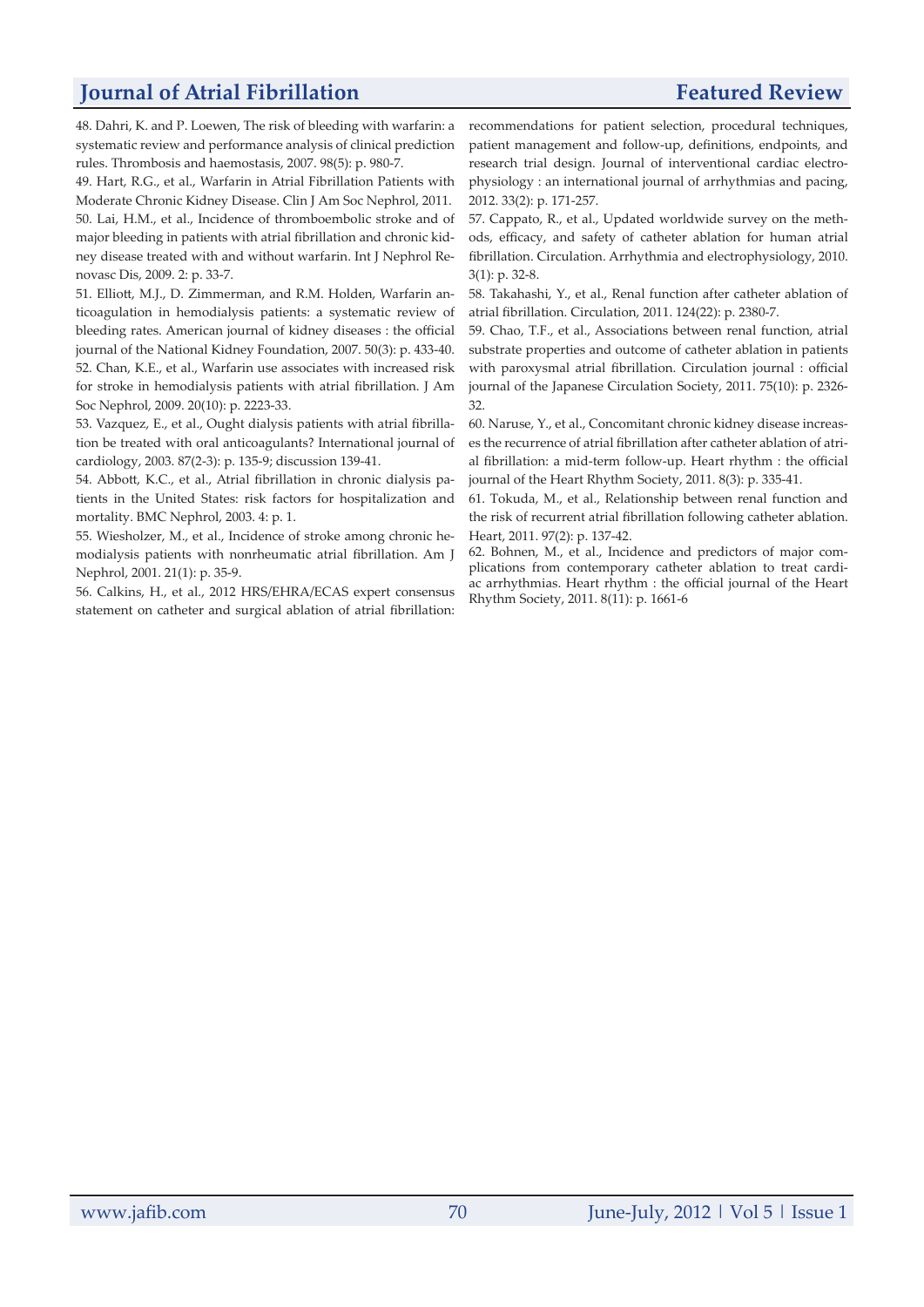48. Dahri, K. and P. Loewen, The risk of bleeding with warfarin: a systematic review and performance analysis of clinical prediction rules. Thrombosis and haemostasis, 2007. 98(5): p. 980-7.

49. Hart, R.G., et al., Warfarin in Atrial Fibrillation Patients with Moderate Chronic Kidney Disease. Clin J Am Soc Nephrol, 2011.

50. Lai, H.M., et al., Incidence of thromboembolic stroke and of major bleeding in patients with atrial fibrillation and chronic kidney disease treated with and without warfarin. Int J Nephrol Renovasc Dis, 2009. 2: p. 33-7.

51. Elliott, M.J., D. Zimmerman, and R.M. Holden, Warfarin anticoagulation in hemodialysis patients: a systematic review of bleeding rates. American journal of kidney diseases : the official journal of the National Kidney Foundation, 2007. 50(3): p. 433-40.

52. Chan, K.E., et al., Warfarin use associates with increased risk for stroke in hemodialysis patients with atrial fibrillation. J Am Soc Nephrol, 2009. 20(10): p. 2223-33.

53. Vazquez, E., et al., Ought dialysis patients with atrial fibrillation be treated with oral anticoagulants? International journal of cardiology, 2003. 87(2-3): p. 135-9; discussion 139-41.

54. Abbott, K.C., et al., Atrial fibrillation in chronic dialysis patients in the United States: risk factors for hospitalization and mortality. BMC Nephrol, 2003. 4: p. 1.

55. Wiesholzer, M., et al., Incidence of stroke among chronic hemodialysis patients with nonrheumatic atrial fibrillation. Am J Nephrol, 2001. 21(1): p. 35-9.

56. Calkins, H., et al., 2012 HRS/EHRA/ECAS expert consensus statement on catheter and surgical ablation of atrial fibrillation: recommendations for patient selection, procedural techniques, patient management and follow-up, definitions, endpoints, and research trial design. Journal of interventional cardiac electrophysiology : an international journal of arrhythmias and pacing, 2012. 33(2): p. 171-257.

57. Cappato, R., et al., Updated worldwide survey on the methods, efficacy, and safety of catheter ablation for human atrial fibrillation. Circulation. Arrhythmia and electrophysiology, 2010. 3(1): p. 32-8.

58. Takahashi, Y., et al., Renal function after catheter ablation of atrial fibrillation. Circulation, 2011. 124(22): p. 2380-7.

59. Chao, T.F., et al., Associations between renal function, atrial substrate properties and outcome of catheter ablation in patients with paroxysmal atrial fibrillation. Circulation journal : official journal of the Japanese Circulation Society, 2011. 75(10): p. 2326-32.

60. Naruse, Y., et al., Concomitant chronic kidney disease increases the recurrence of atrial fibrillation after catheter ablation of atrial fibrillation: a mid-term follow-up. Heart rhythm : the official journal of the Heart Rhythm Society, 2011. 8(3): p. 335-41.

61. Tokuda, M., et al., Relationship between renal function and the risk of recurrent atrial fibrillation following catheter ablation. Heart, 2011. 97(2): p. 137-42.

62. Bohnen, M., et al., Incidence and predictors of major complications from contemporary catheter ablation to treat cardiac arrhythmias. Heart rhythm : the official journal of the Heart Rhythm Society, 2011. 8(11): p. 1661-6